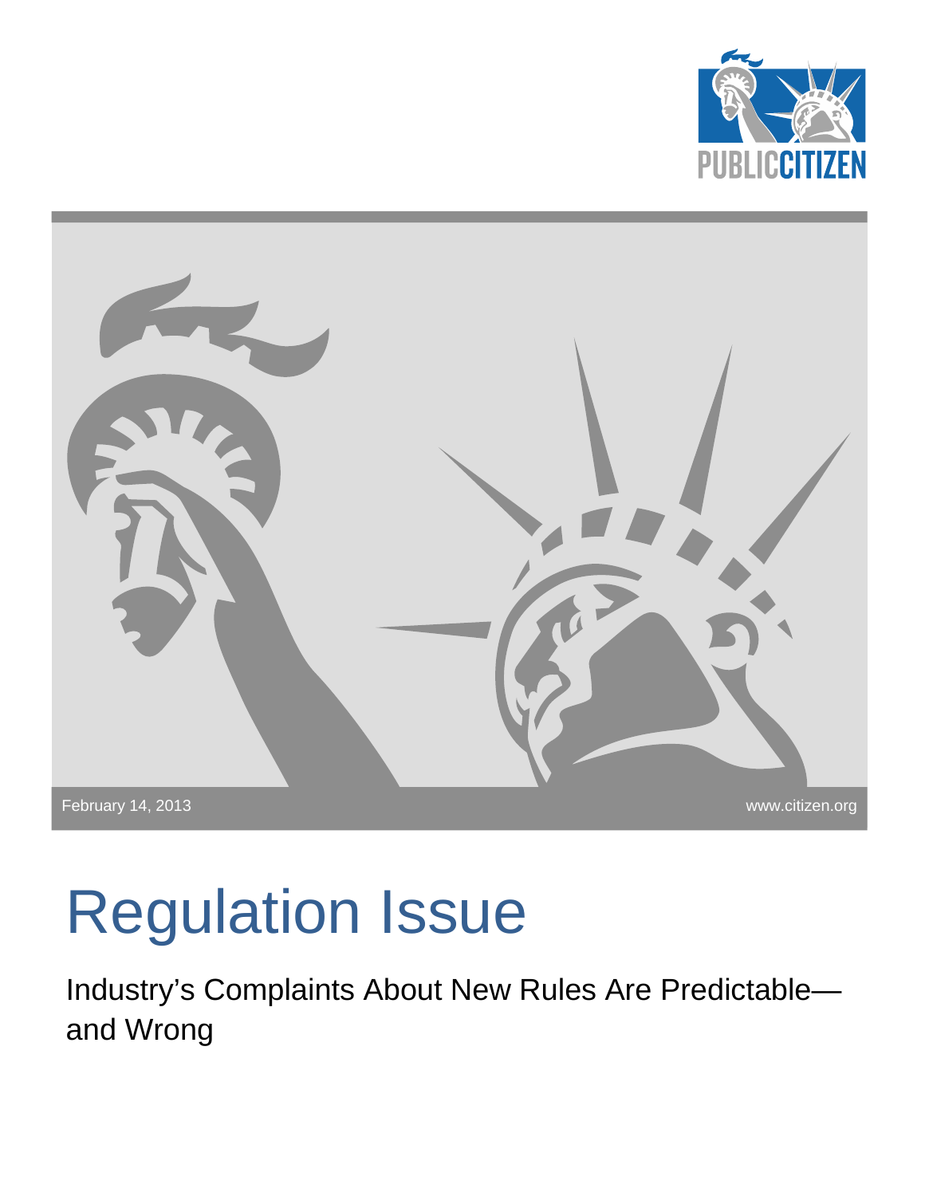PUBLIC CITIZEN

February 14, 2013

www.citizen.org

# Regulation Issue

## Industry's Complaints About New Rules Are Predictable—and Wrong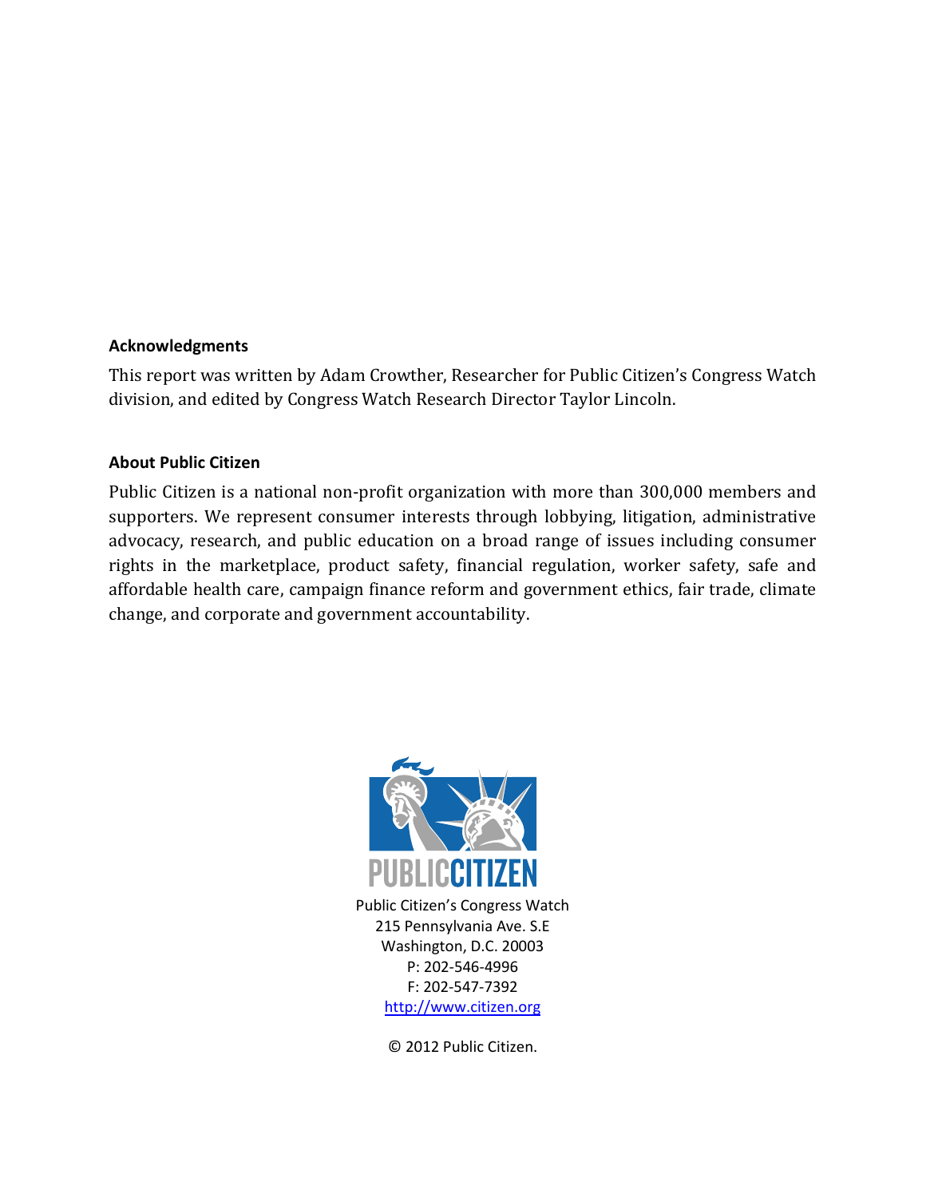**Acknowledgments**

This report was written by Adam Crowther, Researcher for Public Citizen's Congress Watch division, and edited by Congress Watch Research Director Taylor Lincoln.

**About Public Citizen**

Public Citizen is a national non-profit organization with more than 300,000 members and supporters. We represent consumer interests through lobbying, litigation, administrative advocacy, research, and public education on a broad range of issues including consumer rights in the marketplace, product safety, financial regulation, worker safety, safe and affordable health care, campaign finance reform and government ethics, fair trade, climate change, and corporate and government accountability.

PUBLIC CITIZEN

Public Citizen's Congress Watch
215 Pennsylvania Ave. S.E
Washington, D.C. 20003
P: 202-546-4996
F: 202-547-7392
http://www.citizen.org

© 2012 Public Citizen.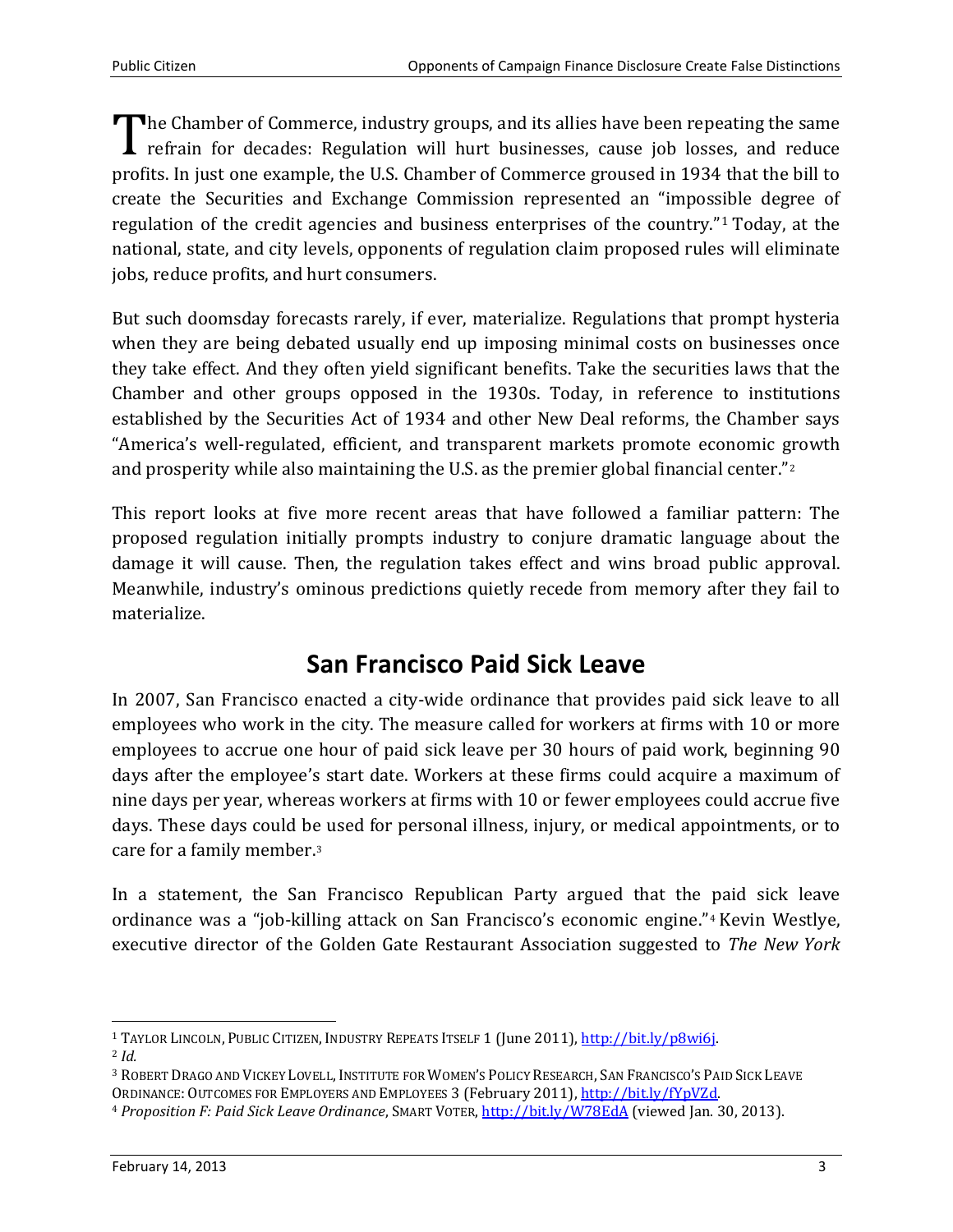The Chamber of Commerce, industry groups, and its allies have been repeating the same refrain for decades: Regulation will hurt businesses, cause job losses, and reduce profits. In just one example, the U.S. Chamber of Commerce groused in 1934 that the bill to create the Securities and Exchange Commission represented an "impossible degree of regulation of the credit agencies and business enterprises of the country."[1] Today, at the national, state, and city levels, opponents of regulation claim proposed rules will eliminate jobs, reduce profits, and hurt consumers.

But such doomsday forecasts rarely, if ever, materialize. Regulations that prompt hysteria when they are being debated usually end up imposing minimal costs on businesses once they take effect. And they often yield significant benefits. Take the securities laws that the Chamber and other groups opposed in the 1930s. Today, in reference to institutions established by the Securities Act of 1934 and other New Deal reforms, the Chamber says "America's well-regulated, efficient, and transparent markets promote economic growth and prosperity while also maintaining the U.S. as the premier global financial center."[2]

This report looks at five more recent areas that have followed a familiar pattern: The proposed regulation initially prompts industry to conjure dramatic language about the damage it will cause. Then, the regulation takes effect and wins broad public approval. Meanwhile, industry's ominous predictions quietly recede from memory after they fail to materialize.

## San Francisco Paid Sick Leave

In 2007, San Francisco enacted a city-wide ordinance that provides paid sick leave to all employees who work in the city. The measure called for workers at firms with 10 or more employees to accrue one hour of paid sick leave per 30 hours of paid work, beginning 90 days after the employee's start date. Workers at these firms could acquire a maximum of nine days per year, whereas workers at firms with 10 or fewer employees could accrue five days. These days could be used for personal illness, injury, or medical appointments, or to care for a family member.[3]

In a statement, the San Francisco Republican Party argued that the paid sick leave ordinance was a "job-killing attack on San Francisco's economic engine."[4] Kevin Westlye, executive director of the Golden Gate Restaurant Association suggested to *The New York*

---

[1] TAYLOR LINCOLN, PUBLIC CITIZEN, INDUSTRY REPEATS ITSELF 1 (June 2011), http://bit.ly/p8wi6j.

[2] *Id.*

[3] ROBERT DRAGO AND VICKEY LOVELL, INSTITUTE FOR WOMEN'S POLICY RESEARCH, SAN FRANCISCO'S PAID SICK LEAVE ORDINANCE: OUTCOMES FOR EMPLOYERS AND EMPLOYEES 3 (February 2011), http://bit.ly/fYpVZd.

[4] *Proposition F: Paid Sick Leave Ordinance*, SMART VOTER, http://bit.ly/W78EdA (viewed Jan. 30, 2013).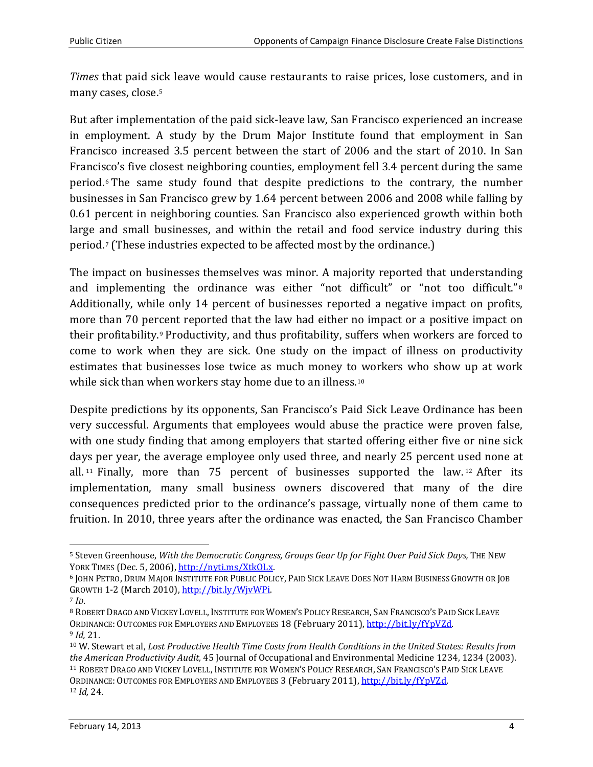*Times* that paid sick leave would cause restaurants to raise prices, lose customers, and in many cases, close.[5]

But after implementation of the paid sick-leave law, San Francisco experienced an increase in employment. A study by the Drum Major Institute found that employment in San Francisco increased 3.5 percent between the start of 2006 and the start of 2010. In San Francisco's five closest neighboring counties, employment fell 3.4 percent during the same period.[6] The same study found that despite predictions to the contrary, the number businesses in San Francisco grew by 1.64 percent between 2006 and 2008 while falling by 0.61 percent in neighboring counties. San Francisco also experienced growth within both large and small businesses, and within the retail and food service industry during this period.[7] (These industries expected to be affected most by the ordinance.)

The impact on businesses themselves was minor. A majority reported that understanding and implementing the ordinance was either "not difficult" or "not too difficult."[8] Additionally, while only 14 percent of businesses reported a negative impact on profits, more than 70 percent reported that the law had either no impact or a positive impact on their profitability.[9] Productivity, and thus profitability, suffers when workers are forced to come to work when they are sick. One study on the impact of illness on productivity estimates that businesses lose twice as much money to workers who show up at work while sick than when workers stay home due to an illness.[10]

Despite predictions by its opponents, San Francisco's Paid Sick Leave Ordinance has been very successful. Arguments that employees would abuse the practice were proven false, with one study finding that among employers that started offering either five or nine sick days per year, the average employee only used three, and nearly 25 percent used none at all.[11] Finally, more than 75 percent of businesses supported the law.[12] After its implementation, many small business owners discovered that many of the dire consequences predicted prior to the ordinance's passage, virtually none of them came to fruition. In 2010, three years after the ordinance was enacted, the San Francisco Chamber

---

[5] Steven Greenhouse, *With the Democratic Congress, Groups Gear Up for Fight Over Paid Sick Days,* THE NEW YORK TIMES (Dec. 5, 2006), http://nyti.ms/XtkOLx.

[6] JOHN PETRO, DRUM MAJOR INSTITUTE FOR PUBLIC POLICY, PAID SICK LEAVE DOES NOT HARM BUSINESS GROWTH OR JOB GROWTH 1-2 (March 2010), http://bit.ly/WjvWPi.

[7] *ID*.

[8] ROBERT DRAGO AND VICKEY LOVELL, INSTITUTE FOR WOMEN'S POLICY RESEARCH, SAN FRANCISCO'S PAID SICK LEAVE ORDINANCE: OUTCOMES FOR EMPLOYERS AND EMPLOYEES 18 (February 2011), http://bit.ly/fYpVZd.

[9] *Id,* 21.

[10] W. Stewart et al, *Lost Productive Health Time Costs from Health Conditions in the United States: Results from the American Productivity Audit,* 45 Journal of Occupational and Environmental Medicine 1234, 1234 (2003).

[11] ROBERT DRAGO AND VICKEY LOVELL, INSTITUTE FOR WOMEN'S POLICY RESEARCH, SAN FRANCISCO'S PAID SICK LEAVE ORDINANCE: OUTCOMES FOR EMPLOYERS AND EMPLOYEES 3 (February 2011), http://bit.ly/fYpVZd.

[12] *Id,* 24.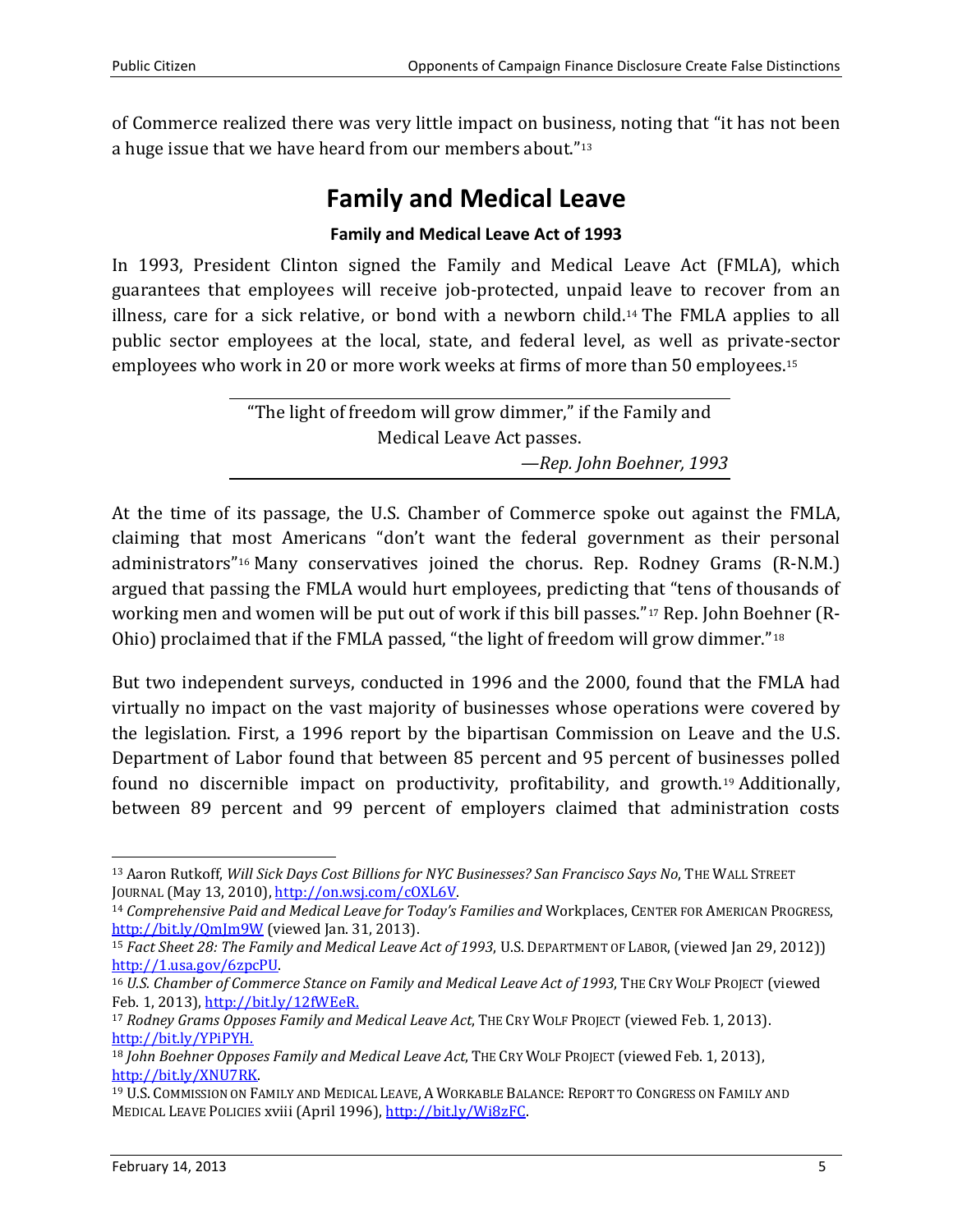of Commerce realized there was very little impact on business, noting that "it has not been a huge issue that we have heard from our members about."[13]

# Family and Medical Leave

### Family and Medical Leave Act of 1993

In 1993, President Clinton signed the Family and Medical Leave Act (FMLA), which guarantees that employees will receive job-protected, unpaid leave to recover from an illness, care for a sick relative, or bond with a newborn child.[14] The FMLA applies to all public sector employees at the local, state, and federal level, as well as private-sector employees who work in 20 or more work weeks at firms of more than 50 employees.[15]

> "The light of freedom will grow dimmer," if the Family and Medical Leave Act passes.
>
> —*Rep. John Boehner, 1993*

At the time of its passage, the U.S. Chamber of Commerce spoke out against the FMLA, claiming that most Americans "don't want the federal government as their personal administrators"[16] Many conservatives joined the chorus. Rep. Rodney Grams (R-N.M.) argued that passing the FMLA would hurt employees, predicting that "tens of thousands of working men and women will be put out of work if this bill passes."[17] Rep. John Boehner (R-Ohio) proclaimed that if the FMLA passed, "the light of freedom will grow dimmer."[18]

But two independent surveys, conducted in 1996 and the 2000, found that the FMLA had virtually no impact on the vast majority of businesses whose operations were covered by the legislation. First, a 1996 report by the bipartisan Commission on Leave and the U.S. Department of Labor found that between 85 percent and 95 percent of businesses polled found no discernible impact on productivity, profitability, and growth.[19] Additionally, between 89 percent and 99 percent of employers claimed that administration costs

---

[13] Aaron Rutkoff, *Will Sick Days Cost Billions for NYC Businesses? San Francisco Says No*, THE WALL STREET JOURNAL (May 13, 2010), http://on.wsj.com/cOXL6V.

[14] *Comprehensive Paid and Medical Leave for Today's Families and* Workplaces, CENTER FOR AMERICAN PROGRESS, http://bit.ly/QmJm9W (viewed Jan. 31, 2013).

[15] *Fact Sheet 28: The Family and Medical Leave Act of 1993*, U.S. DEPARTMENT OF LABOR, (viewed Jan 29, 2012)) http://1.usa.gov/6zpcPU.

[16] *U.S. Chamber of Commerce Stance on Family and Medical Leave Act of 1993*, THE CRY WOLF PROJECT (viewed Feb. 1, 2013), http://bit.ly/12fWEeR.

[17] *Rodney Grams Opposes Family and Medical Leave Act*, THE CRY WOLF PROJECT (viewed Feb. 1, 2013). http://bit.ly/YPiPYH.

[18] *John Boehner Opposes Family and Medical Leave Act*, THE CRY WOLF PROJECT (viewed Feb. 1, 2013), http://bit.ly/XNU7RK.

[19] U.S. COMMISSION ON FAMILY AND MEDICAL LEAVE, A WORKABLE BALANCE: REPORT TO CONGRESS ON FAMILY AND MEDICAL LEAVE POLICIES xviii (April 1996), http://bit.ly/Wi8zFC.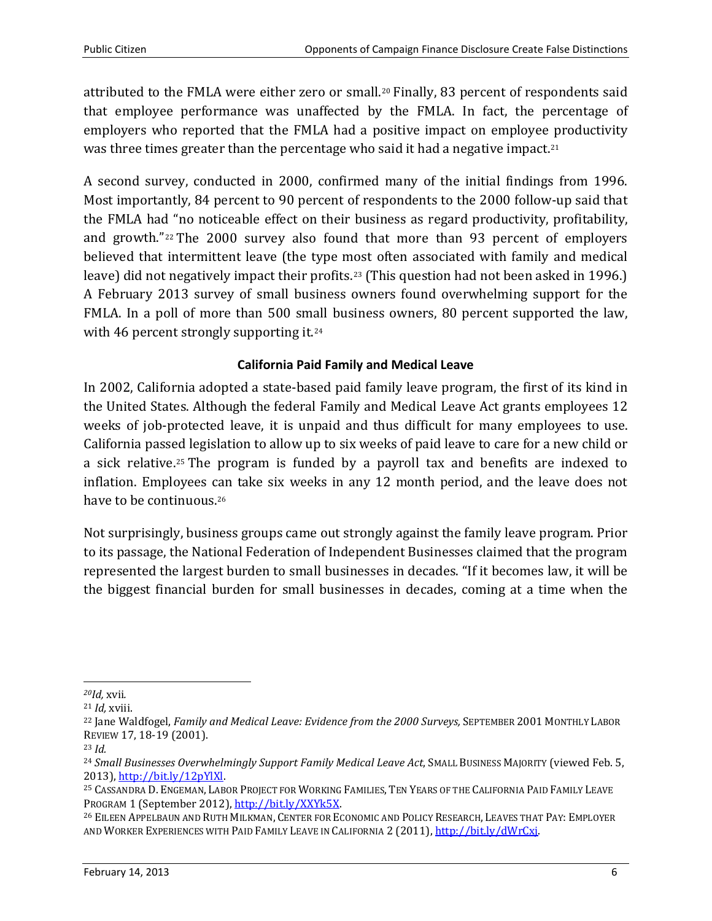attributed to the FMLA were either zero or small.[20] Finally, 83 percent of respondents said that employee performance was unaffected by the FMLA. In fact, the percentage of employers who reported that the FMLA had a positive impact on employee productivity was three times greater than the percentage who said it had a negative impact.[21]

A second survey, conducted in 2000, confirmed many of the initial findings from 1996. Most importantly, 84 percent to 90 percent of respondents to the 2000 follow-up said that the FMLA had "no noticeable effect on their business as regard productivity, profitability, and growth."[22] The 2000 survey also found that more than 93 percent of employers believed that intermittent leave (the type most often associated with family and medical leave) did not negatively impact their profits.[23] (This question had not been asked in 1996.) A February 2013 survey of small business owners found overwhelming support for the FMLA. In a poll of more than 500 small business owners, 80 percent supported the law, with 46 percent strongly supporting it.[24]

### California Paid Family and Medical Leave

In 2002, California adopted a state-based paid family leave program, the first of its kind in the United States. Although the federal Family and Medical Leave Act grants employees 12 weeks of job-protected leave, it is unpaid and thus difficult for many employees to use. California passed legislation to allow up to six weeks of paid leave to care for a new child or a sick relative.[25] The program is funded by a payroll tax and benefits are indexed to inflation. Employees can take six weeks in any 12 month period, and the leave does not have to be continuous.[26]

Not surprisingly, business groups came out strongly against the family leave program. Prior to its passage, the National Federation of Independent Businesses claimed that the program represented the largest burden to small businesses in decades. "If it becomes law, it will be the biggest financial burden for small businesses in decades, coming at a time when the

---

[20] *Id,* xvii.

[21] *Id,* xviii.

[22] Jane Waldfogel, *Family and Medical Leave: Evidence from the 2000 Surveys,* SEPTEMBER 2001 MONTHLY LABOR REVIEW 17, 18-19 (2001).

[23] *Id.*

[24] *Small Businesses Overwhelmingly Support Family Medical Leave Act*, SMALL BUSINESS MAJORITY (viewed Feb. 5, 2013), http://bit.ly/12pYlXl.

[25] CASSANDRA D. ENGEMAN, LABOR PROJECT FOR WORKING FAMILIES, TEN YEARS OF THE CALIFORNIA PAID FAMILY LEAVE PROGRAM 1 (September 2012), http://bit.ly/XXYk5X.

[26] EILEEN APPELBAUN AND RUTH MILKMAN, CENTER FOR ECONOMIC AND POLICY RESEARCH, LEAVES THAT PAY: EMPLOYER AND WORKER EXPERIENCES WITH PAID FAMILY LEAVE IN CALIFORNIA 2 (2011), http://bit.ly/dWrCxj.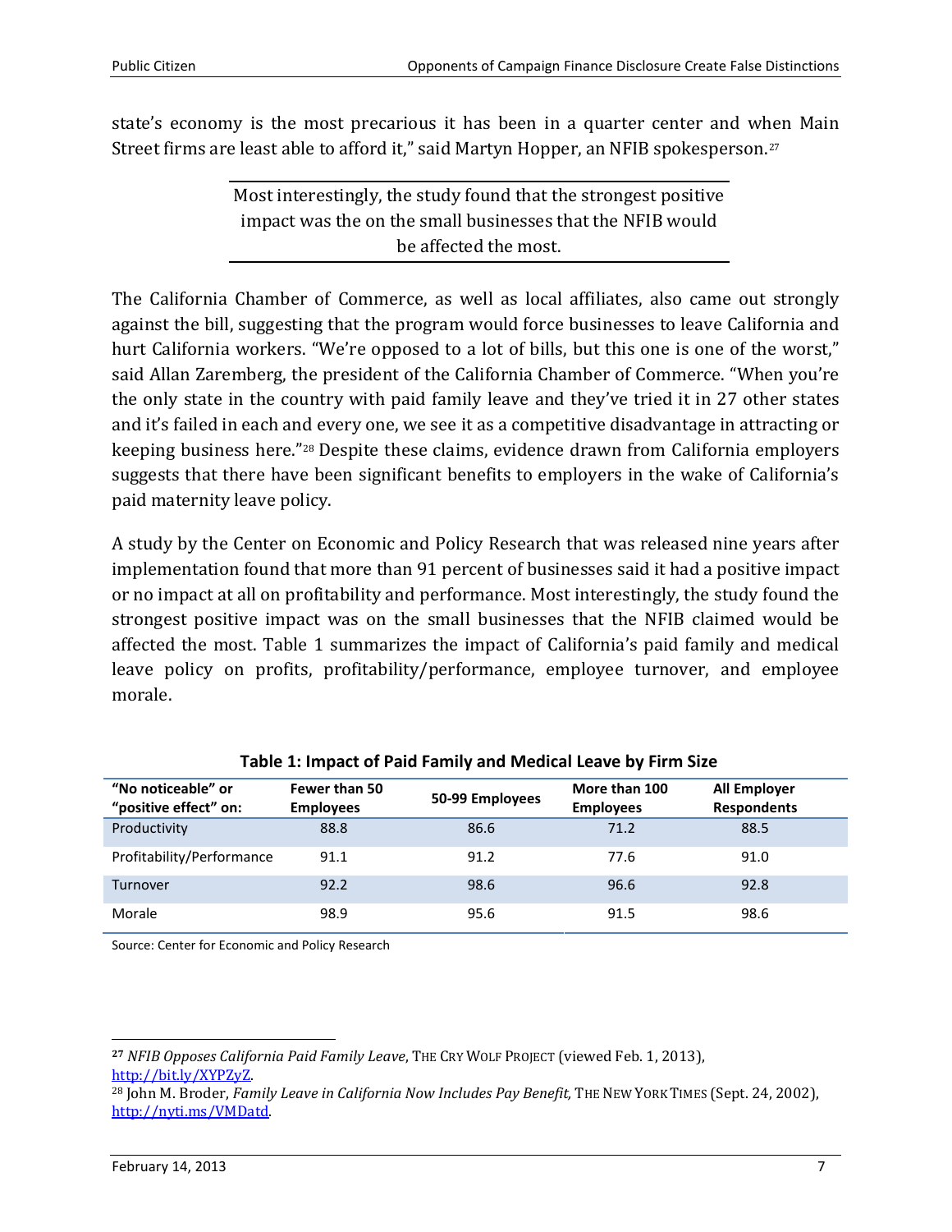state's economy is the most precarious it has been in a quarter center and when Main Street firms are least able to afford it," said Martyn Hopper, an NFIB spokesperson.[27]

> Most interestingly, the study found that the strongest positive impact was the on the small businesses that the NFIB would be affected the most.

The California Chamber of Commerce, as well as local affiliates, also came out strongly against the bill, suggesting that the program would force businesses to leave California and hurt California workers. "We're opposed to a lot of bills, but this one is one of the worst," said Allan Zaremberg, the president of the California Chamber of Commerce. "When you're the only state in the country with paid family leave and they've tried it in 27 other states and it's failed in each and every one, we see it as a competitive disadvantage in attracting or keeping business here."[28] Despite these claims, evidence drawn from California employers suggests that there have been significant benefits to employers in the wake of California's paid maternity leave policy.

A study by the Center on Economic and Policy Research that was released nine years after implementation found that more than 91 percent of businesses said it had a positive impact or no impact at all on profitability and performance. Most interestingly, the study found the strongest positive impact was on the small businesses that the NFIB claimed would be affected the most. Table 1 summarizes the impact of California's paid family and medical leave policy on profits, profitability/performance, employee turnover, and employee morale.

**Table 1: Impact of Paid Family and Medical Leave by Firm Size**

| "No noticeable" or "positive effect" on: | Fewer than 50 Employees | 50-99 Employees | More than 100 Employees | All Employer Respondents |
|---|---|---|---|---|
| Productivity | 88.8 | 86.6 | 71.2 | 88.5 |
| Profitability/Performance | 91.1 | 91.2 | 77.6 | 91.0 |
| Turnover | 92.2 | 98.6 | 96.6 | 92.8 |
| Morale | 98.9 | 95.6 | 91.5 | 98.6 |

Source: Center for Economic and Policy Research

---

[27] *NFIB Opposes California Paid Family Leave*, THE CRY WOLF PROJECT (viewed Feb. 1, 2013), http://bit.ly/XYPZyZ.

[28] John M. Broder, *Family Leave in California Now Includes Pay Benefit,* THE NEW YORK TIMES (Sept. 24, 2002), http://nyti.ms/VMDatd.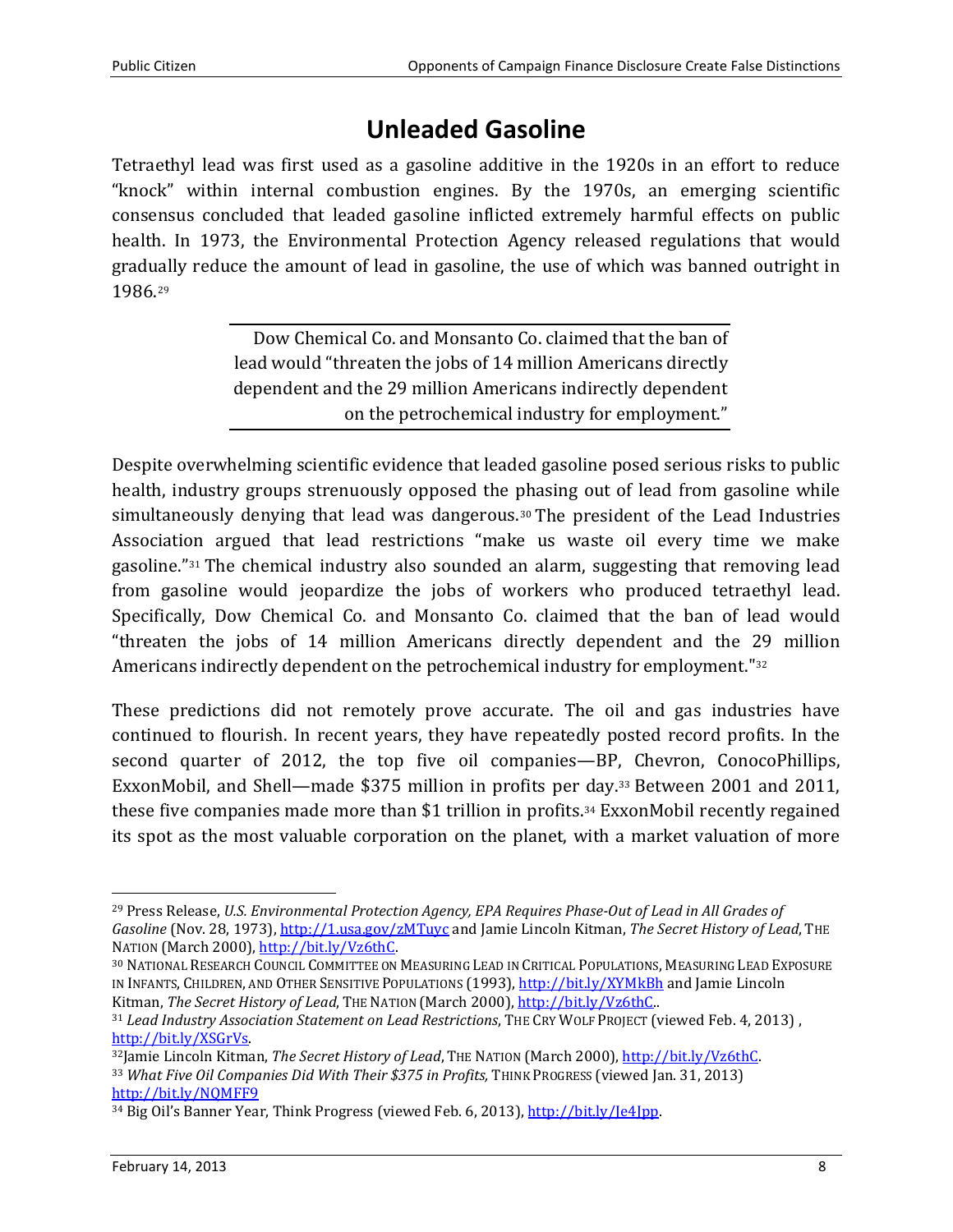# Unleaded Gasoline

Tetraethyl lead was first used as a gasoline additive in the 1920s in an effort to reduce "knock" within internal combustion engines. By the 1970s, an emerging scientific consensus concluded that leaded gasoline inflicted extremely harmful effects on public health. In 1973, the Environmental Protection Agency released regulations that would gradually reduce the amount of lead in gasoline, the use of which was banned outright in 1986.[29]

> Dow Chemical Co. and Monsanto Co. claimed that the ban of lead would "threaten the jobs of 14 million Americans directly dependent and the 29 million Americans indirectly dependent on the petrochemical industry for employment."

Despite overwhelming scientific evidence that leaded gasoline posed serious risks to public health, industry groups strenuously opposed the phasing out of lead from gasoline while simultaneously denying that lead was dangerous.[30] The president of the Lead Industries Association argued that lead restrictions "make us waste oil every time we make gasoline."[31] The chemical industry also sounded an alarm, suggesting that removing lead from gasoline would jeopardize the jobs of workers who produced tetraethyl lead. Specifically, Dow Chemical Co. and Monsanto Co. claimed that the ban of lead would "threaten the jobs of 14 million Americans directly dependent and the 29 million Americans indirectly dependent on the petrochemical industry for employment."[32]

These predictions did not remotely prove accurate. The oil and gas industries have continued to flourish. In recent years, they have repeatedly posted record profits. In the second quarter of 2012, the top five oil companies—BP, Chevron, ConocoPhillips, ExxonMobil, and Shell—made $375 million in profits per day.[33] Between 2001 and 2011, these five companies made more than $1 trillion in profits.[34] ExxonMobil recently regained its spot as the most valuable corporation on the planet, with a market valuation of more

---

[29] Press Release, *U.S. Environmental Protection Agency, EPA Requires Phase-Out of Lead in All Grades of Gasoline* (Nov. 28, 1973), http://1.usa.gov/zMTuyc and Jamie Lincoln Kitman, *The Secret History of Lead*, THE NATION (March 2000), http://bit.ly/Vz6thC.

[30] NATIONAL RESEARCH COUNCIL COMMITTEE ON MEASURING LEAD IN CRITICAL POPULATIONS, MEASURING LEAD EXPOSURE IN INFANTS, CHILDREN, AND OTHER SENSITIVE POPULATIONS (1993), http://bit.ly/XYMkBh and Jamie Lincoln Kitman, *The Secret History of Lead*, THE NATION (March 2000), http://bit.ly/Vz6thC..

[31] *Lead Industry Association Statement on Lead Restrictions*, THE CRY WOLF PROJECT (viewed Feb. 4, 2013) , http://bit.ly/XSGrVs.

[32] Jamie Lincoln Kitman, *The Secret History of Lead*, THE NATION (March 2000), http://bit.ly/Vz6thC.

[33] *What Five Oil Companies Did With Their $375 in Profits,* THINK PROGRESS (viewed Jan. 31, 2013) http://bit.ly/NQMFF9

[34] Big Oil's Banner Year, Think Progress (viewed Feb. 6, 2013), http://bit.ly/Je4Jpp.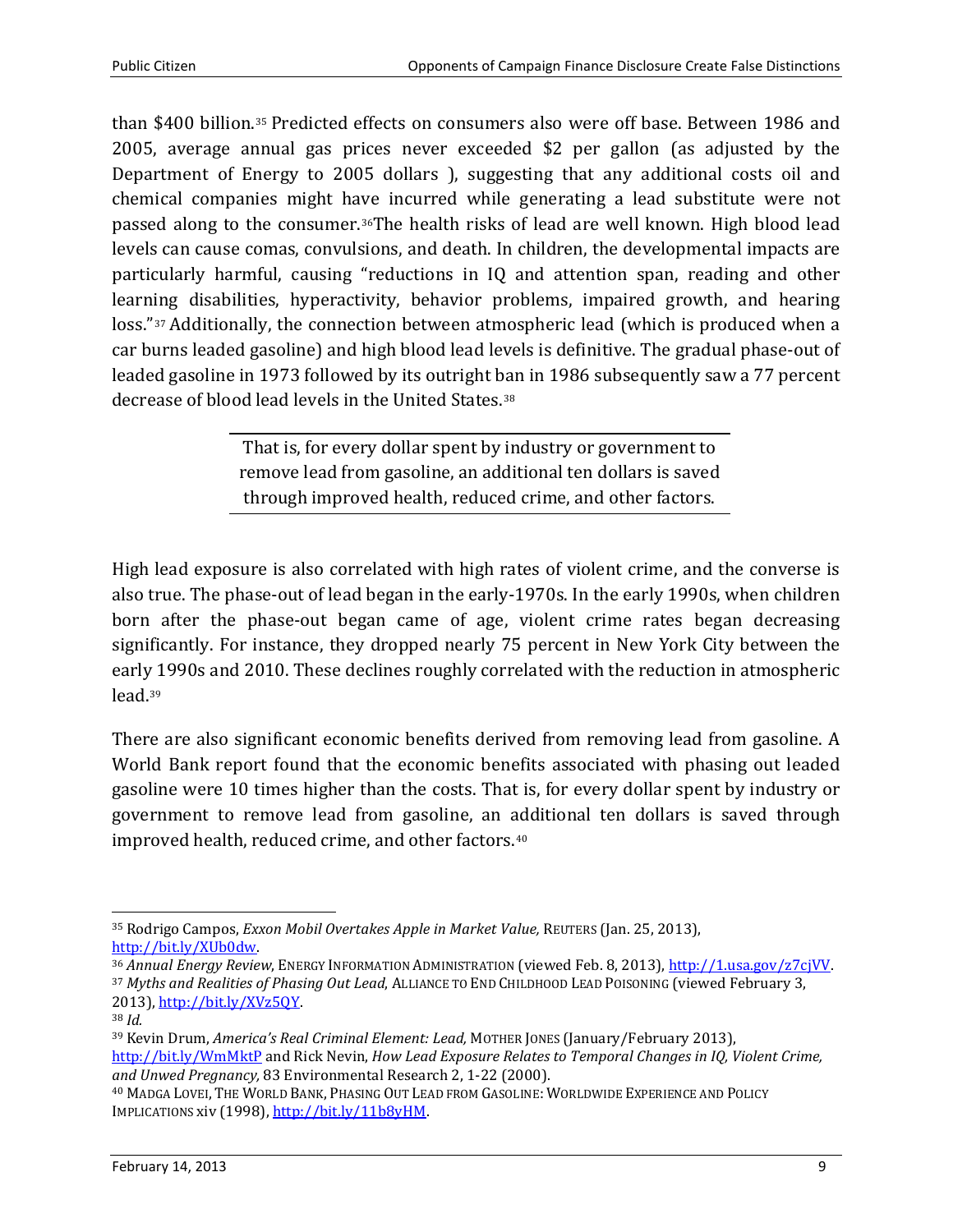than $400 billion.[35] Predicted effects on consumers also were off base. Between 1986 and 2005, average annual gas prices never exceeded $2 per gallon (as adjusted by the Department of Energy to 2005 dollars ), suggesting that any additional costs oil and chemical companies might have incurred while generating a lead substitute were not passed along to the consumer.[36]The health risks of lead are well known. High blood lead levels can cause comas, convulsions, and death. In children, the developmental impacts are particularly harmful, causing "reductions in IQ and attention span, reading and other learning disabilities, hyperactivity, behavior problems, impaired growth, and hearing loss."[37] Additionally, the connection between atmospheric lead (which is produced when a car burns leaded gasoline) and high blood lead levels is definitive. The gradual phase-out of leaded gasoline in 1973 followed by its outright ban in 1986 subsequently saw a 77 percent decrease of blood lead levels in the United States.[38]

> That is, for every dollar spent by industry or government to remove lead from gasoline, an additional ten dollars is saved through improved health, reduced crime, and other factors.

High lead exposure is also correlated with high rates of violent crime, and the converse is also true. The phase-out of lead began in the early-1970s. In the early 1990s, when children born after the phase-out began came of age, violent crime rates began decreasing significantly. For instance, they dropped nearly 75 percent in New York City between the early 1990s and 2010. These declines roughly correlated with the reduction in atmospheric lead.[39]

There are also significant economic benefits derived from removing lead from gasoline. A World Bank report found that the economic benefits associated with phasing out leaded gasoline were 10 times higher than the costs. That is, for every dollar spent by industry or government to remove lead from gasoline, an additional ten dollars is saved through improved health, reduced crime, and other factors.[40]

---

[35] Rodrigo Campos, *Exxon Mobil Overtakes Apple in Market Value,* REUTERS (Jan. 25, 2013), http://bit.ly/XUb0dw.

[36] *Annual Energy Review*, ENERGY INFORMATION ADMINISTRATION (viewed Feb. 8, 2013), http://1.usa.gov/z7cjVV.

[37] *Myths and Realities of Phasing Out Lead*, ALLIANCE TO END CHILDHOOD LEAD POISONING (viewed February 3, 2013), http://bit.ly/XVz5QY.

[38] *Id.*

[39] Kevin Drum, *America's Real Criminal Element: Lead,* MOTHER JONES (January/February 2013), http://bit.ly/WmMktP and Rick Nevin, *How Lead Exposure Relates to Temporal Changes in IQ, Violent Crime, and Unwed Pregnancy,* 83 Environmental Research 2, 1-22 (2000).

[40] MADGA LOVEI, THE WORLD BANK, PHASING OUT LEAD FROM GASOLINE: WORLDWIDE EXPERIENCE AND POLICY IMPLICATIONS xiv (1998), http://bit.ly/11b8yHM.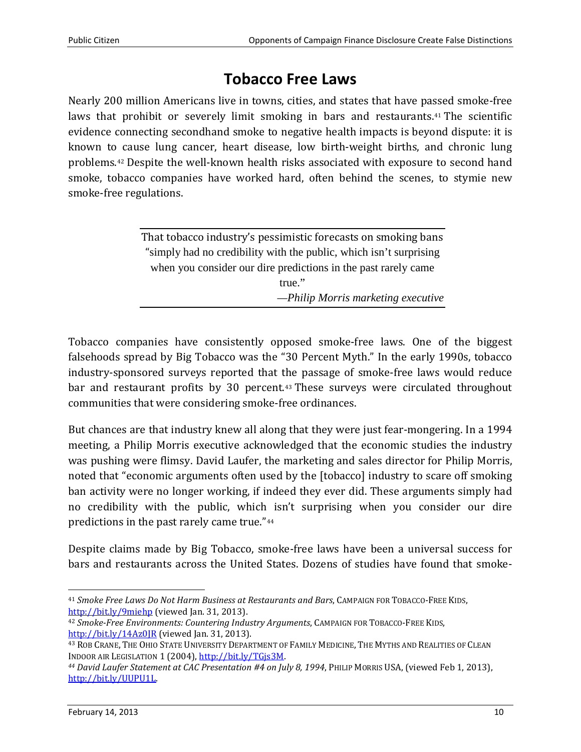# Tobacco Free Laws

Nearly 200 million Americans live in towns, cities, and states that have passed smoke-free laws that prohibit or severely limit smoking in bars and restaurants.[41] The scientific evidence connecting secondhand smoke to negative health impacts is beyond dispute: it is known to cause lung cancer, heart disease, low birth-weight births, and chronic lung problems.[42] Despite the well-known health risks associated with exposure to second hand smoke, tobacco companies have worked hard, often behind the scenes, to stymie new smoke-free regulations.

> That tobacco industry's pessimistic forecasts on smoking bans "simply had no credibility with the public, which isn't surprising when you consider our dire predictions in the past rarely came true."
>
> —*Philip Morris marketing executive*

Tobacco companies have consistently opposed smoke-free laws. One of the biggest falsehoods spread by Big Tobacco was the "30 Percent Myth." In the early 1990s, tobacco industry-sponsored surveys reported that the passage of smoke-free laws would reduce bar and restaurant profits by 30 percent.[43] These surveys were circulated throughout communities that were considering smoke-free ordinances.

But chances are that industry knew all along that they were just fear-mongering. In a 1994 meeting, a Philip Morris executive acknowledged that the economic studies the industry was pushing were flimsy. David Laufer, the marketing and sales director for Philip Morris, noted that "economic arguments often used by the [tobacco] industry to scare off smoking ban activity were no longer working, if indeed they ever did. These arguments simply had no credibility with the public, which isn't surprising when you consider our dire predictions in the past rarely came true."[44]

Despite claims made by Big Tobacco, smoke-free laws have been a universal success for bars and restaurants across the United States. Dozens of studies have found that smoke-

---

[41] *Smoke Free Laws Do Not Harm Business at Restaurants and Bars*, CAMPAIGN FOR TOBACCO-FREE KIDS, http://bit.ly/9miehp (viewed Jan. 31, 2013).

[42] *Smoke-Free Environments: Countering Industry Arguments*, CAMPAIGN FOR TOBACCO-FREE KIDS, http://bit.ly/14Az0JR (viewed Jan. 31, 2013).

[43] ROB CRANE, THE OHIO STATE UNIVERSITY DEPARTMENT OF FAMILY MEDICINE, THE MYTHS AND REALITIES OF CLEAN INDOOR AIR LEGISLATION 1 (2004), http://bit.ly/TGjs3M.

[44] *David Laufer Statement at CAC Presentation #4 on July 8, 1994*, PHILIP MORRIS USA, (viewed Feb 1, 2013), http://bit.ly/UUPU1L.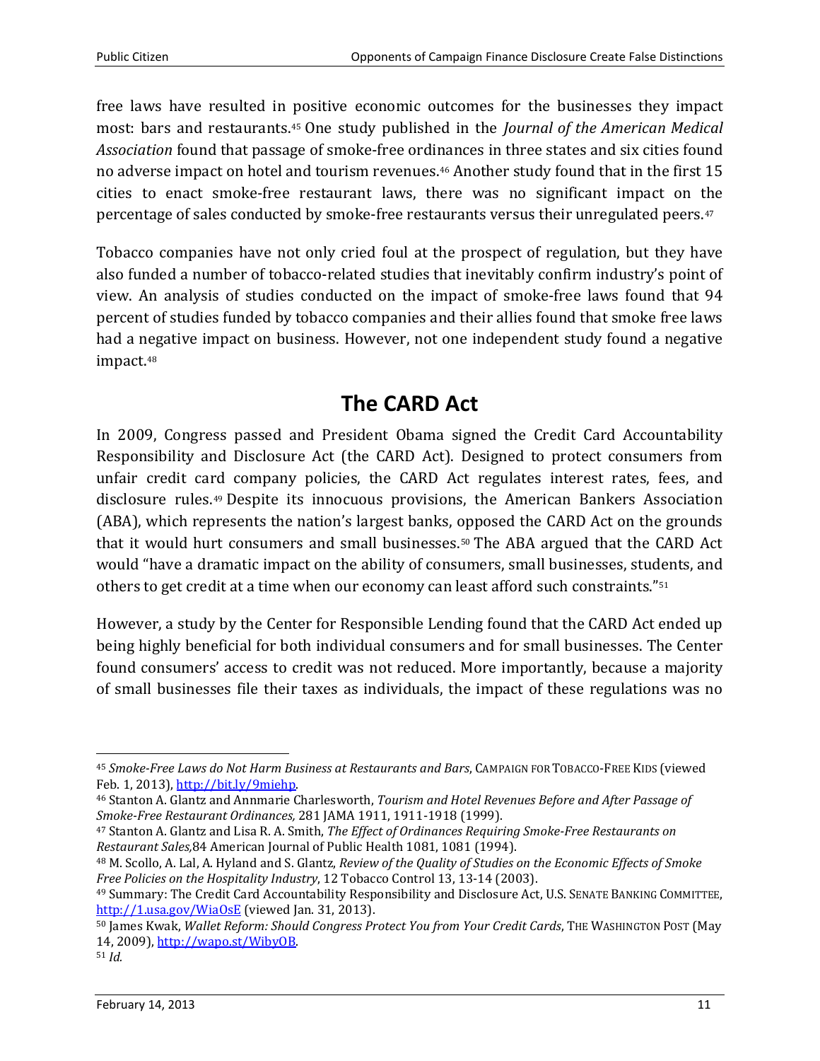free laws have resulted in positive economic outcomes for the businesses they impact most: bars and restaurants.[45] One study published in the *Journal of the American Medical Association* found that passage of smoke-free ordinances in three states and six cities found no adverse impact on hotel and tourism revenues.[46] Another study found that in the first 15 cities to enact smoke-free restaurant laws, there was no significant impact on the percentage of sales conducted by smoke-free restaurants versus their unregulated peers.[47]

Tobacco companies have not only cried foul at the prospect of regulation, but they have also funded a number of tobacco-related studies that inevitably confirm industry's point of view. An analysis of studies conducted on the impact of smoke-free laws found that 94 percent of studies funded by tobacco companies and their allies found that smoke free laws had a negative impact on business. However, not one independent study found a negative impact.[48]

## The CARD Act

In 2009, Congress passed and President Obama signed the Credit Card Accountability Responsibility and Disclosure Act (the CARD Act). Designed to protect consumers from unfair credit card company policies, the CARD Act regulates interest rates, fees, and disclosure rules.[49] Despite its innocuous provisions, the American Bankers Association (ABA), which represents the nation's largest banks, opposed the CARD Act on the grounds that it would hurt consumers and small businesses.[50] The ABA argued that the CARD Act would "have a dramatic impact on the ability of consumers, small businesses, students, and others to get credit at a time when our economy can least afford such constraints."[51]

However, a study by the Center for Responsible Lending found that the CARD Act ended up being highly beneficial for both individual consumers and for small businesses. The Center found consumers' access to credit was not reduced. More importantly, because a majority of small businesses file their taxes as individuals, the impact of these regulations was no

---

[45] *Smoke-Free Laws do Not Harm Business at Restaurants and Bars*, CAMPAIGN FOR TOBACCO-FREE KIDS (viewed Feb. 1, 2013), http://bit.ly/9miehp.

[46] Stanton A. Glantz and Annmarie Charlesworth, *Tourism and Hotel Revenues Before and After Passage of Smoke-Free Restaurant Ordinances,* 281 JAMA 1911, 1911-1918 (1999).

[47] Stanton A. Glantz and Lisa R. A. Smith, *The Effect of Ordinances Requiring Smoke-Free Restaurants on Restaurant Sales,*84 American Journal of Public Health 1081, 1081 (1994).

[48] M. Scollo, A. Lal, A. Hyland and S. Glantz, *Review of the Quality of Studies on the Economic Effects of Smoke Free Policies on the Hospitality Industry*, 12 Tobacco Control 13, 13-14 (2003).

[49] Summary: The Credit Card Accountability Responsibility and Disclosure Act, U.S. SENATE BANKING COMMITTEE, http://1.usa.gov/WiaOsE (viewed Jan. 31, 2013).

[50] James Kwak, *Wallet Reform: Should Congress Protect You from Your Credit Cards*, THE WASHINGTON POST (May 14, 2009), http://wapo.st/WibyOB.

[51] *Id.*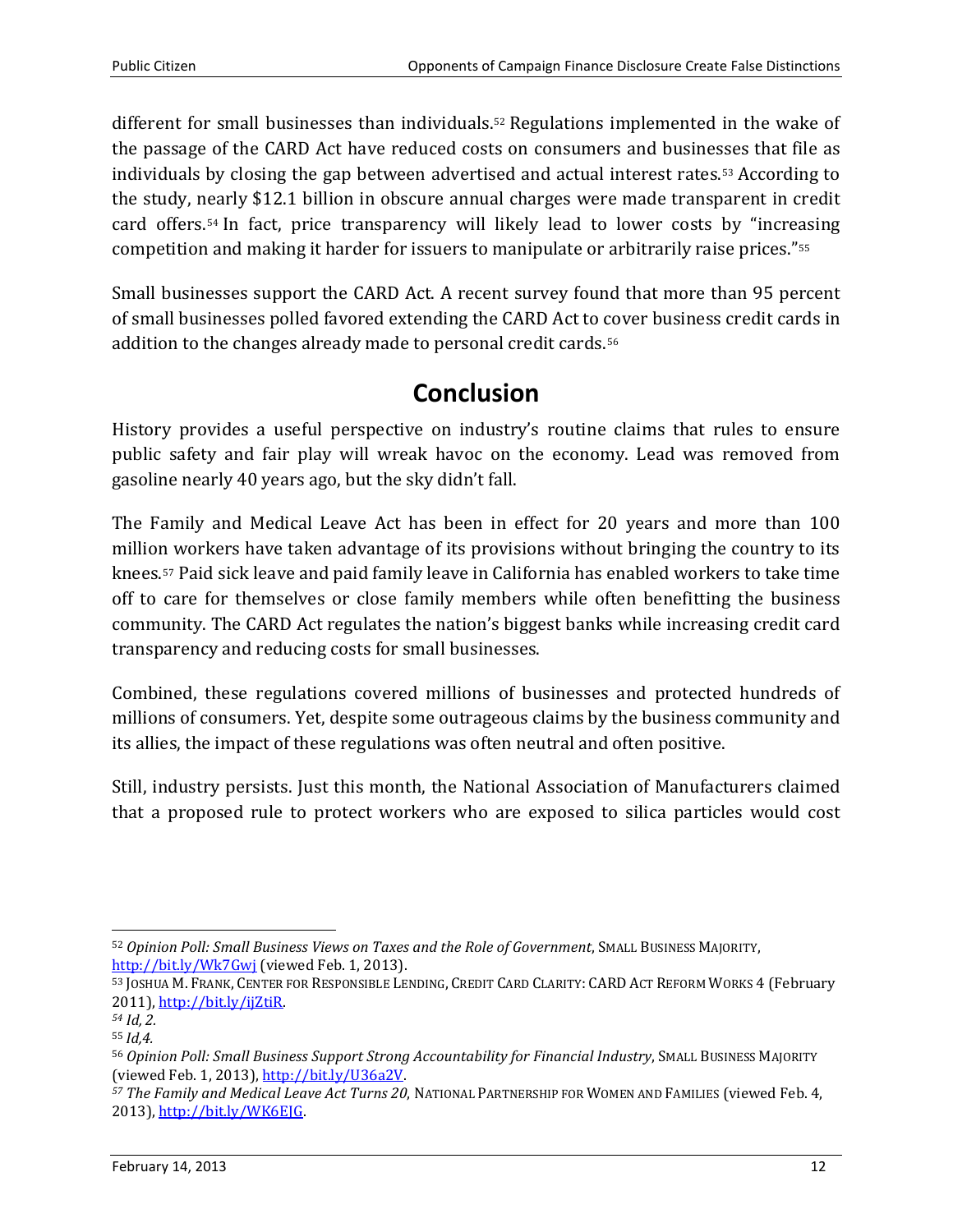different for small businesses than individuals.[52] Regulations implemented in the wake of the passage of the CARD Act have reduced costs on consumers and businesses that file as individuals by closing the gap between advertised and actual interest rates.[53] According to the study, nearly $12.1 billion in obscure annual charges were made transparent in credit card offers.[54] In fact, price transparency will likely lead to lower costs by "increasing competition and making it harder for issuers to manipulate or arbitrarily raise prices."[55]

Small businesses support the CARD Act. A recent survey found that more than 95 percent of small businesses polled favored extending the CARD Act to cover business credit cards in addition to the changes already made to personal credit cards.[56]

## Conclusion

History provides a useful perspective on industry's routine claims that rules to ensure public safety and fair play will wreak havoc on the economy. Lead was removed from gasoline nearly 40 years ago, but the sky didn't fall.

The Family and Medical Leave Act has been in effect for 20 years and more than 100 million workers have taken advantage of its provisions without bringing the country to its knees.[57] Paid sick leave and paid family leave in California has enabled workers to take time off to care for themselves or close family members while often benefitting the business community. The CARD Act regulates the nation's biggest banks while increasing credit card transparency and reducing costs for small businesses.

Combined, these regulations covered millions of businesses and protected hundreds of millions of consumers. Yet, despite some outrageous claims by the business community and its allies, the impact of these regulations was often neutral and often positive.

Still, industry persists. Just this month, the National Association of Manufacturers claimed that a proposed rule to protect workers who are exposed to silica particles would cost

---

[52] *Opinion Poll: Small Business Views on Taxes and the Role of Government*, SMALL BUSINESS MAJORITY, http://bit.ly/Wk7Gwj (viewed Feb. 1, 2013).

[53] JOSHUA M. FRANK, CENTER FOR RESPONSIBLE LENDING, CREDIT CARD CLARITY: CARD ACT REFORM WORKS 4 (February 2011), http://bit.ly/ijZtiR.

[54] *Id, 2.*

[55] *Id,4.*

[56] *Opinion Poll: Small Business Support Strong Accountability for Financial Industry*, SMALL BUSINESS MAJORITY (viewed Feb. 1, 2013), http://bit.ly/U36a2V.

[57] *The Family and Medical Leave Act Turns 20*, NATIONAL PARTNERSHIP FOR WOMEN AND FAMILIES (viewed Feb. 4, 2013), http://bit.ly/WK6EJG.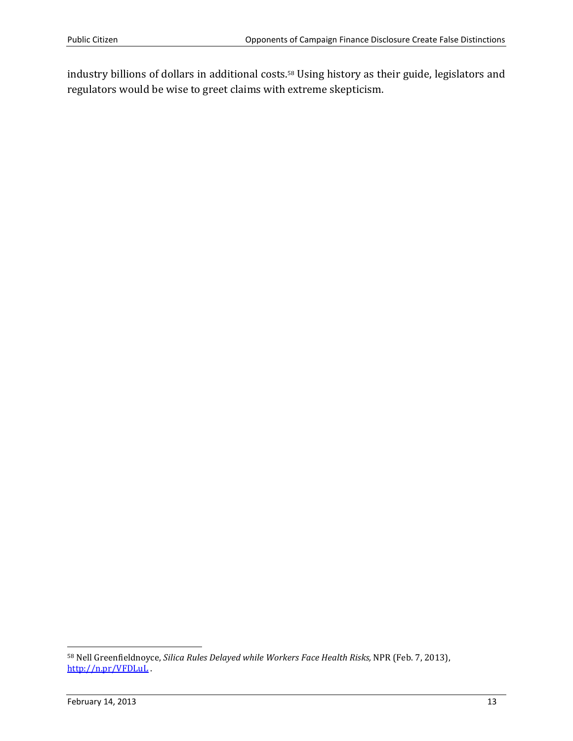industry billions of dollars in additional costs.[58] Using history as their guide, legislators and regulators would be wise to greet claims with extreme skepticism.

---

[58] Nell Greenfieldnoyce, *Silica Rules Delayed while Workers Face Health Risks,* NPR (Feb. 7, 2013), http://n.pr/VFDLuL .